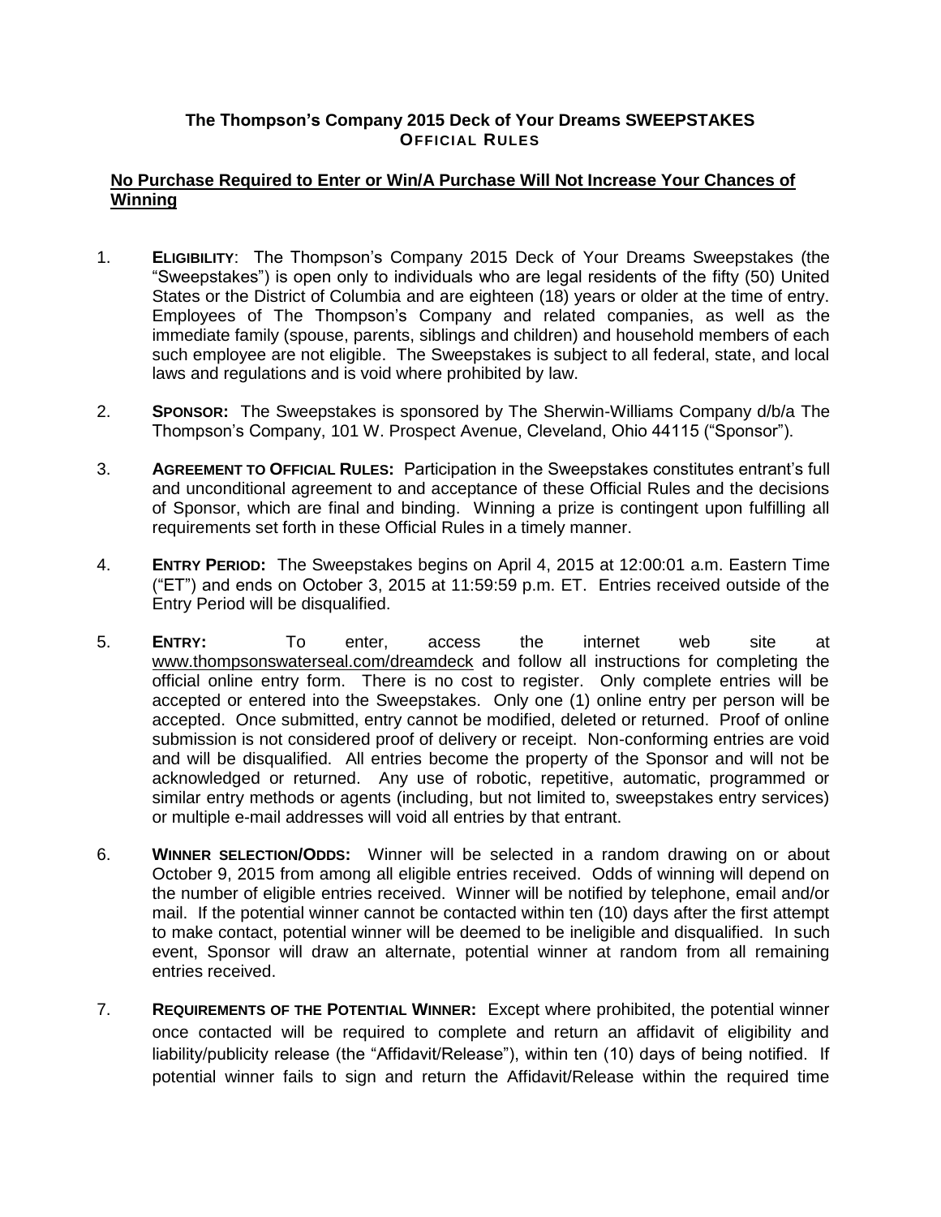# The Thompson's Company 2015 Deck of Your Dreams SWEEPSTAKES

## OFFICIAL RULES

**No Purchase Required to Enter or Win/A Purchase Will Not Increase Your Chances of Winning**

1. **ELIGIBILITY**: The Thompson's Company 2015 Deck of Your Dreams Sweepstakes (the "Sweepstakes") is open only to individuals who are legal residents of the fifty (50) United States or the District of Columbia and are eighteen (18) years or older at the time of entry. Employees of The Thompson's Company and related companies, as well as the immediate family (spouse, parents, siblings and children) and household members of each such employee are not eligible. The Sweepstakes is subject to all federal, state, and local laws and regulations and is void where prohibited by law.

2. **SPONSOR:** The Sweepstakes is sponsored by The Sherwin-Williams Company d/b/a The Thompson's Company, 101 W. Prospect Avenue, Cleveland, Ohio 44115 ("Sponsor").

3. **AGREEMENT TO OFFICIAL RULES:** Participation in the Sweepstakes constitutes entrant's full and unconditional agreement to and acceptance of these Official Rules and the decisions of Sponsor, which are final and binding. Winning a prize is contingent upon fulfilling all requirements set forth in these Official Rules in a timely manner.

4. **ENTRY PERIOD:** The Sweepstakes begins on April 4, 2015 at 12:00:01 a.m. Eastern Time ("ET") and ends on October 3, 2015 at 11:59:59 p.m. ET. Entries received outside of the Entry Period will be disqualified.

5. **ENTRY:** To enter, access the internet web site at www.thompsonswaterseal.com/dreamdeck and follow all instructions for completing the official online entry form. There is no cost to register. Only complete entries will be accepted or entered into the Sweepstakes. Only one (1) online entry per person will be accepted. Once submitted, entry cannot be modified, deleted or returned. Proof of online submission is not considered proof of delivery or receipt. Non-conforming entries are void and will be disqualified. All entries become the property of the Sponsor and will not be acknowledged or returned. Any use of robotic, repetitive, automatic, programmed or similar entry methods or agents (including, but not limited to, sweepstakes entry services) or multiple e-mail addresses will void all entries by that entrant.

6. **WINNER SELECTION/ODDS:** Winner will be selected in a random drawing on or about October 9, 2015 from among all eligible entries received. Odds of winning will depend on the number of eligible entries received. Winner will be notified by telephone, email and/or mail. If the potential winner cannot be contacted within ten (10) days after the first attempt to make contact, potential winner will be deemed to be ineligible and disqualified. In such event, Sponsor will draw an alternate, potential winner at random from all remaining entries received.

7. **REQUIREMENTS OF THE POTENTIAL WINNER:** Except where prohibited, the potential winner once contacted will be required to complete and return an affidavit of eligibility and liability/publicity release (the "Affidavit/Release"), within ten (10) days of being notified. If potential winner fails to sign and return the Affidavit/Release within the required time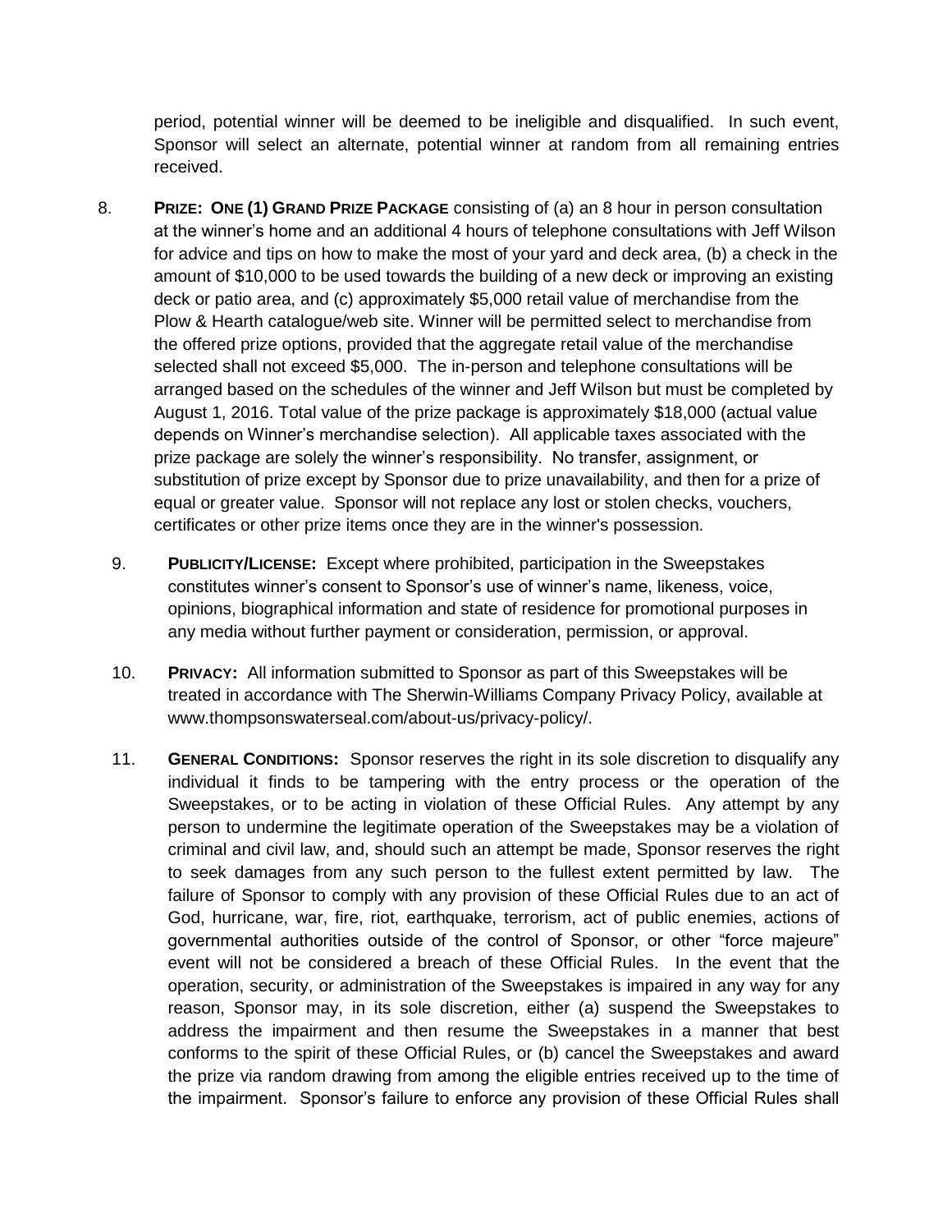period, potential winner will be deemed to be ineligible and disqualified. In such event, Sponsor will select an alternate, potential winner at random from all remaining entries received.

8. **PRIZE: ONE (1) GRAND PRIZE PACKAGE** consisting of (a) an 8 hour in person consultation at the winner's home and an additional 4 hours of telephone consultations with Jeff Wilson for advice and tips on how to make the most of your yard and deck area, (b) a check in the amount of $10,000 to be used towards the building of a new deck or improving an existing deck or patio area, and (c) approximately $5,000 retail value of merchandise from the Plow & Hearth catalogue/web site. Winner will be permitted select to merchandise from the offered prize options, provided that the aggregate retail value of the merchandise selected shall not exceed $5,000. The in-person and telephone consultations will be arranged based on the schedules of the winner and Jeff Wilson but must be completed by August 1, 2016. Total value of the prize package is approximately $18,000 (actual value depends on Winner's merchandise selection). All applicable taxes associated with the prize package are solely the winner's responsibility. No transfer, assignment, or substitution of prize except by Sponsor due to prize unavailability, and then for a prize of equal or greater value. Sponsor will not replace any lost or stolen checks, vouchers, certificates or other prize items once they are in the winner's possession.

9. **PUBLICITY/LICENSE:** Except where prohibited, participation in the Sweepstakes constitutes winner's consent to Sponsor's use of winner's name, likeness, voice, opinions, biographical information and state of residence for promotional purposes in any media without further payment or consideration, permission, or approval.

10. **PRIVACY:** All information submitted to Sponsor as part of this Sweepstakes will be treated in accordance with The Sherwin-Williams Company Privacy Policy, available at www.thompsonswaterseal.com/about-us/privacy-policy/.

11. **GENERAL CONDITIONS:** Sponsor reserves the right in its sole discretion to disqualify any individual it finds to be tampering with the entry process or the operation of the Sweepstakes, or to be acting in violation of these Official Rules. Any attempt by any person to undermine the legitimate operation of the Sweepstakes may be a violation of criminal and civil law, and, should such an attempt be made, Sponsor reserves the right to seek damages from any such person to the fullest extent permitted by law. The failure of Sponsor to comply with any provision of these Official Rules due to an act of God, hurricane, war, fire, riot, earthquake, terrorism, act of public enemies, actions of governmental authorities outside of the control of Sponsor, or other "force majeure" event will not be considered a breach of these Official Rules. In the event that the operation, security, or administration of the Sweepstakes is impaired in any way for any reason, Sponsor may, in its sole discretion, either (a) suspend the Sweepstakes to address the impairment and then resume the Sweepstakes in a manner that best conforms to the spirit of these Official Rules, or (b) cancel the Sweepstakes and award the prize via random drawing from among the eligible entries received up to the time of the impairment. Sponsor's failure to enforce any provision of these Official Rules shall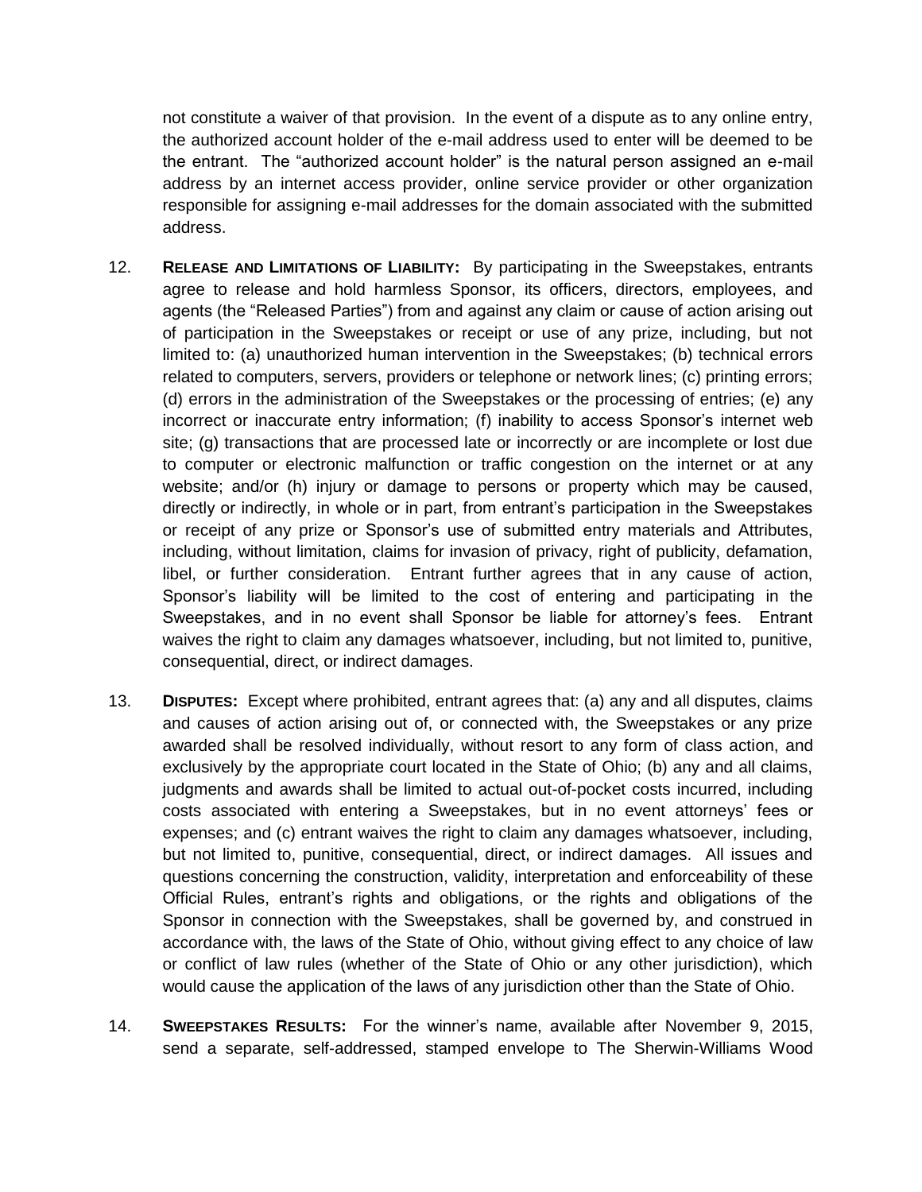not constitute a waiver of that provision. In the event of a dispute as to any online entry, the authorized account holder of the e-mail address used to enter will be deemed to be the entrant. The "authorized account holder" is the natural person assigned an e-mail address by an internet access provider, online service provider or other organization responsible for assigning e-mail addresses for the domain associated with the submitted address.

12. **RELEASE AND LIMITATIONS OF LIABILITY:** By participating in the Sweepstakes, entrants agree to release and hold harmless Sponsor, its officers, directors, employees, and agents (the "Released Parties") from and against any claim or cause of action arising out of participation in the Sweepstakes or receipt or use of any prize, including, but not limited to: (a) unauthorized human intervention in the Sweepstakes; (b) technical errors related to computers, servers, providers or telephone or network lines; (c) printing errors; (d) errors in the administration of the Sweepstakes or the processing of entries; (e) any incorrect or inaccurate entry information; (f) inability to access Sponsor's internet web site; (g) transactions that are processed late or incorrectly or are incomplete or lost due to computer or electronic malfunction or traffic congestion on the internet or at any website; and/or (h) injury or damage to persons or property which may be caused, directly or indirectly, in whole or in part, from entrant's participation in the Sweepstakes or receipt of any prize or Sponsor's use of submitted entry materials and Attributes, including, without limitation, claims for invasion of privacy, right of publicity, defamation, libel, or further consideration. Entrant further agrees that in any cause of action, Sponsor's liability will be limited to the cost of entering and participating in the Sweepstakes, and in no event shall Sponsor be liable for attorney's fees. Entrant waives the right to claim any damages whatsoever, including, but not limited to, punitive, consequential, direct, or indirect damages.

13. **DISPUTES:** Except where prohibited, entrant agrees that: (a) any and all disputes, claims and causes of action arising out of, or connected with, the Sweepstakes or any prize awarded shall be resolved individually, without resort to any form of class action, and exclusively by the appropriate court located in the State of Ohio; (b) any and all claims, judgments and awards shall be limited to actual out-of-pocket costs incurred, including costs associated with entering a Sweepstakes, but in no event attorneys' fees or expenses; and (c) entrant waives the right to claim any damages whatsoever, including, but not limited to, punitive, consequential, direct, or indirect damages. All issues and questions concerning the construction, validity, interpretation and enforceability of these Official Rules, entrant's rights and obligations, or the rights and obligations of the Sponsor in connection with the Sweepstakes, shall be governed by, and construed in accordance with, the laws of the State of Ohio, without giving effect to any choice of law or conflict of law rules (whether of the State of Ohio or any other jurisdiction), which would cause the application of the laws of any jurisdiction other than the State of Ohio.

14. **SWEEPSTAKES RESULTS:** For the winner's name, available after November 9, 2015, send a separate, self-addressed, stamped envelope to The Sherwin-Williams Wood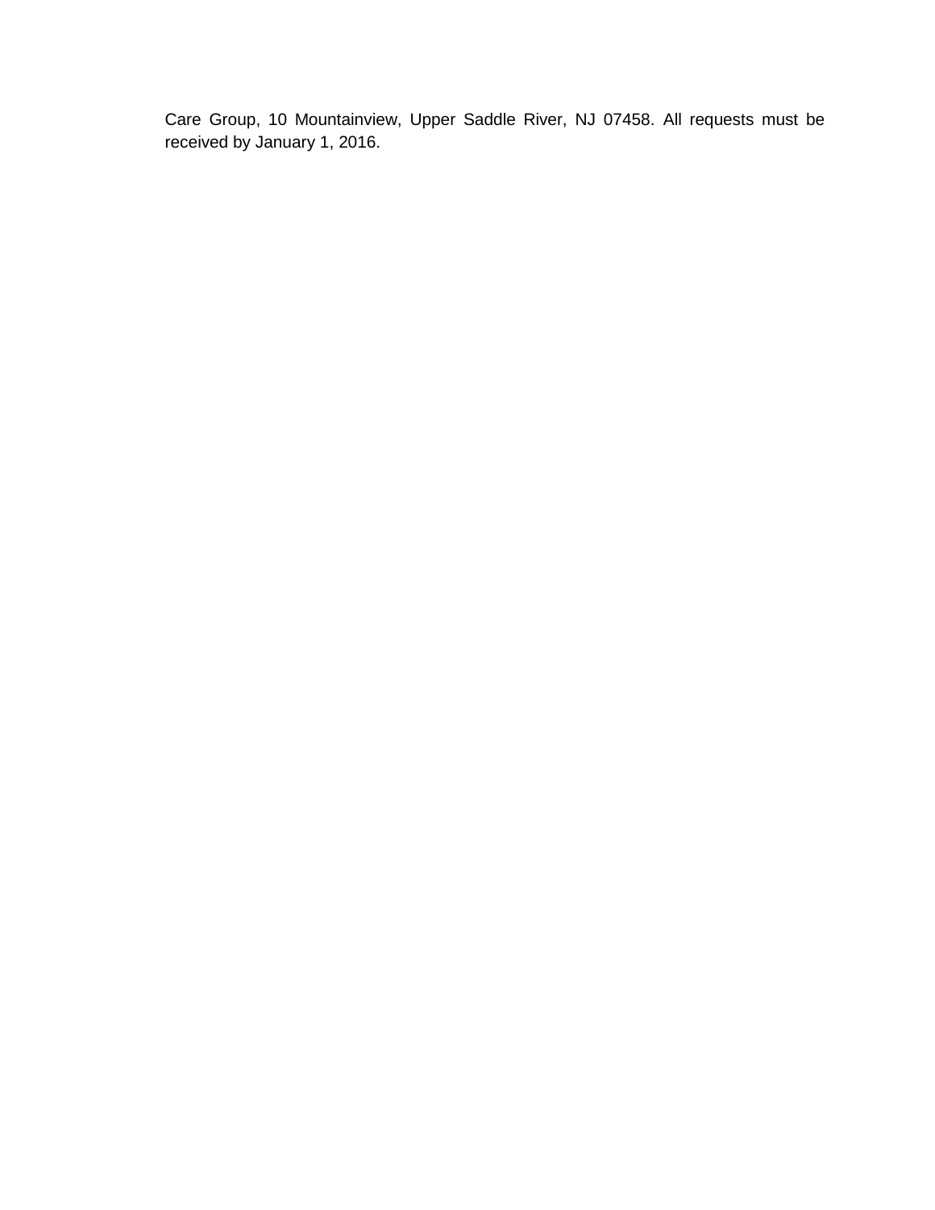Care Group, 10 Mountainview, Upper Saddle River, NJ 07458. All requests must be received by January 1, 2016.